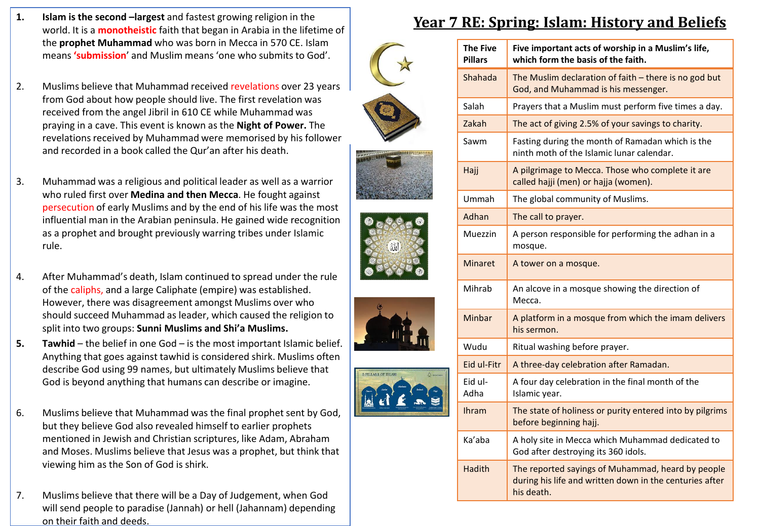# Year 7 RE: Spring: Islam: History and Beliefs

1. **Islam is the second –largest** and fastest growing religion in the world. It is a **monotheistic** faith that began in Arabia in the lifetime of the **prophet Muhammad** who was born in Mecca in 570 CE. Islam means **'submission'** and Muslim means 'one who submits to God'.

2. Muslims believe that Muhammad received revelations over 23 years from God about how people should live. The first revelation was received from the angel Jibril in 610 CE while Muhammad was praying in a cave. This event is known as the **Night of Power.** The revelations received by Muhammad were memorised by his follower and recorded in a book called the Qur'an after his death.

3. Muhammad was a religious and political leader as well as a warrior who ruled first over **Medina and then Mecca**. He fought against persecution of early Muslims and by the end of his life was the most influential man in the Arabian peninsula. He gained wide recognition as a prophet and brought previously warring tribes under Islamic rule.

4. After Muhammad's death, Islam continued to spread under the rule of the caliphs, and a large Caliphate (empire) was established. However, there was disagreement amongst Muslims over who should succeed Muhammad as leader, which caused the religion to split into two groups: **Sunni Muslims and Shi'a Muslims.**

5. **Tawhid** – the belief in one God – is the most important Islamic belief. Anything that goes against tawhid is considered shirk. Muslims often describe God using 99 names, but ultimately Muslims believe that God is beyond anything that humans can describe or imagine.

6. Muslims believe that Muhammad was the final prophet sent by God, but they believe God also revealed himself to earlier prophets mentioned in Jewish and Christian scriptures, like Adam, Abraham and Moses. Muslims believe that Jesus was a prophet, but think that viewing him as the Son of God is shirk.

7. Muslims believe that there will be a Day of Judgement, when God will send people to paradise (Jannah) or hell (Jahannam) depending on their faith and deeds.

| **The Five Pillars** | **Five important acts of worship in a Muslim's life, which form the basis of the faith.** |
|---|---|
| Shahada | The Muslim declaration of faith – there is no god but God, and Muhammad is his messenger. |
| Salah | Prayers that a Muslim must perform five times a day. |
| Zakah | The act of giving 2.5% of your savings to charity. |
| Sawm | Fasting during the month of Ramadan which is the ninth moth of the Islamic lunar calendar. |
| Hajj | A pilgrimage to Mecca. Those who complete it are called hajji (men) or hajja (women). |
| Ummah | The global community of Muslims. |
| Adhan | The call to prayer. |
| Muezzin | A person responsible for performing the adhan in a mosque. |
| Minaret | A tower on a mosque. |
| Mihrab | An alcove in a mosque showing the direction of Mecca. |
| Minbar | A platform in a mosque from which the imam delivers his sermon. |
| Wudu | Ritual washing before prayer. |
| Eid ul-Fitr | A three-day celebration after Ramadan. |
| Eid ul-Adha | A four day celebration in the final month of the Islamic year. |
| Ihram | The state of holiness or purity entered into by pilgrims before beginning hajj. |
| Ka'aba | A holy site in Mecca which Muhammad dedicated to God after destroying its 360 idols. |
| Hadith | The reported sayings of Muhammad, heard by people during his life and written down in the centuries after his death. |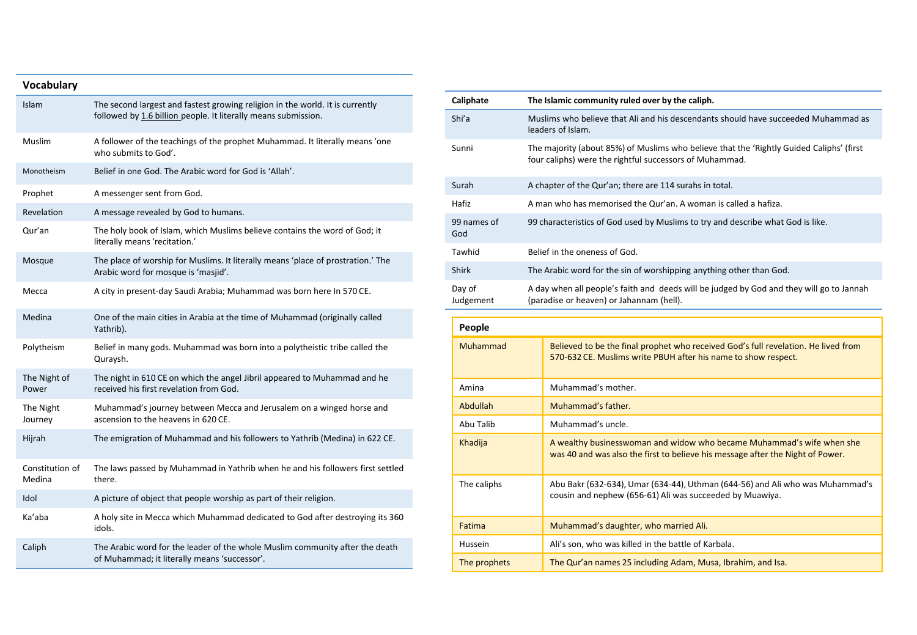## Vocabulary

| | |
|---|---|
| Islam | The second largest and fastest growing religion in the world. It is currently followed by 1.6 billion people. It literally means submission. |
| Muslim | A follower of the teachings of the prophet Muhammad. It literally means 'one who submits to God'. |
| Monotheism | Belief in one God. The Arabic word for God is 'Allah'. |
| Prophet | A messenger sent from God. |
| Revelation | A message revealed by God to humans. |
| Qur'an | The holy book of Islam, which Muslims believe contains the word of God; it literally means 'recitation.' |
| Mosque | The place of worship for Muslims. It literally means 'place of prostration.' The Arabic word for mosque is 'masjid'. |
| Mecca | A city in present-day Saudi Arabia; Muhammad was born here In 570 CE. |
| Medina | One of the main cities in Arabia at the time of Muhammad (originally called Yathrib). |
| Polytheism | Belief in many gods. Muhammad was born into a polytheistic tribe called the Quraysh. |
| The Night of Power | The night in 610 CE on which the angel Jibril appeared to Muhammad and he received his first revelation from God. |
| The Night Journey | Muhammad's journey between Mecca and Jerusalem on a winged horse and ascension to the heavens in 620 CE. |
| Hijrah | The emigration of Muhammad and his followers to Yathrib (Medina) in 622 CE. |
| Constitution of Medina | The laws passed by Muhammad in Yathrib when he and his followers first settled there. |
| Idol | A picture of object that people worship as part of their religion. |
| Ka'aba | A holy site in Mecca which Muhammad dedicated to God after destroying its 360 idols. |
| Caliph | The Arabic word for the leader of the whole Muslim community after the death of Muhammad; it literally means 'successor'. |

| **Caliphate** | **The Islamic community ruled over by the caliph.** |
|---|---|
| Shi'a | Muslims who believe that Ali and his descendants should have succeeded Muhammad as leaders of Islam. |
| Sunni | The majority (about 85%) of Muslims who believe that the 'Rightly Guided Caliphs' (first four caliphs) were the rightful successors of Muhammad. |
| Surah | A chapter of the Qur'an; there are 114 surahs in total. |
| Hafiz | A man who has memorised the Qur'an. A woman is called a hafiza. |
| 99 names of God | 99 characteristics of God used by Muslims to try and describe what God is like. |
| Tawhid | Belief in the oneness of God. |
| Shirk | The Arabic word for the sin of worshipping anything other than God. |
| Day of Judgement | A day when all people's faith and deeds will be judged by God and they will go to Jannah (paradise or heaven) or Jahannam (hell). |

## People

| | |
|---|---|
| Muhammad | Believed to be the final prophet who received God's full revelation. He lived from 570-632 CE. Muslims write PBUH after his name to show respect. |
| Amina | Muhammad's mother. |
| Abdullah | Muhammad's father. |
| Abu Talib | Muhammad's uncle. |
| Khadija | A wealthy businesswoman and widow who became Muhammad's wife when she was 40 and was also the first to believe his message after the Night of Power. |
| The caliphs | Abu Bakr (632-634), Umar (634-44), Uthman (644-56) and Ali who was Muhammad's cousin and nephew (656-61) Ali was succeeded by Muawiya. |
| Fatima | Muhammad's daughter, who married Ali. |
| Hussein | Ali's son, who was killed in the battle of Karbala. |
| The prophets | The Qur'an names 25 including Adam, Musa, Ibrahim, and Isa. |